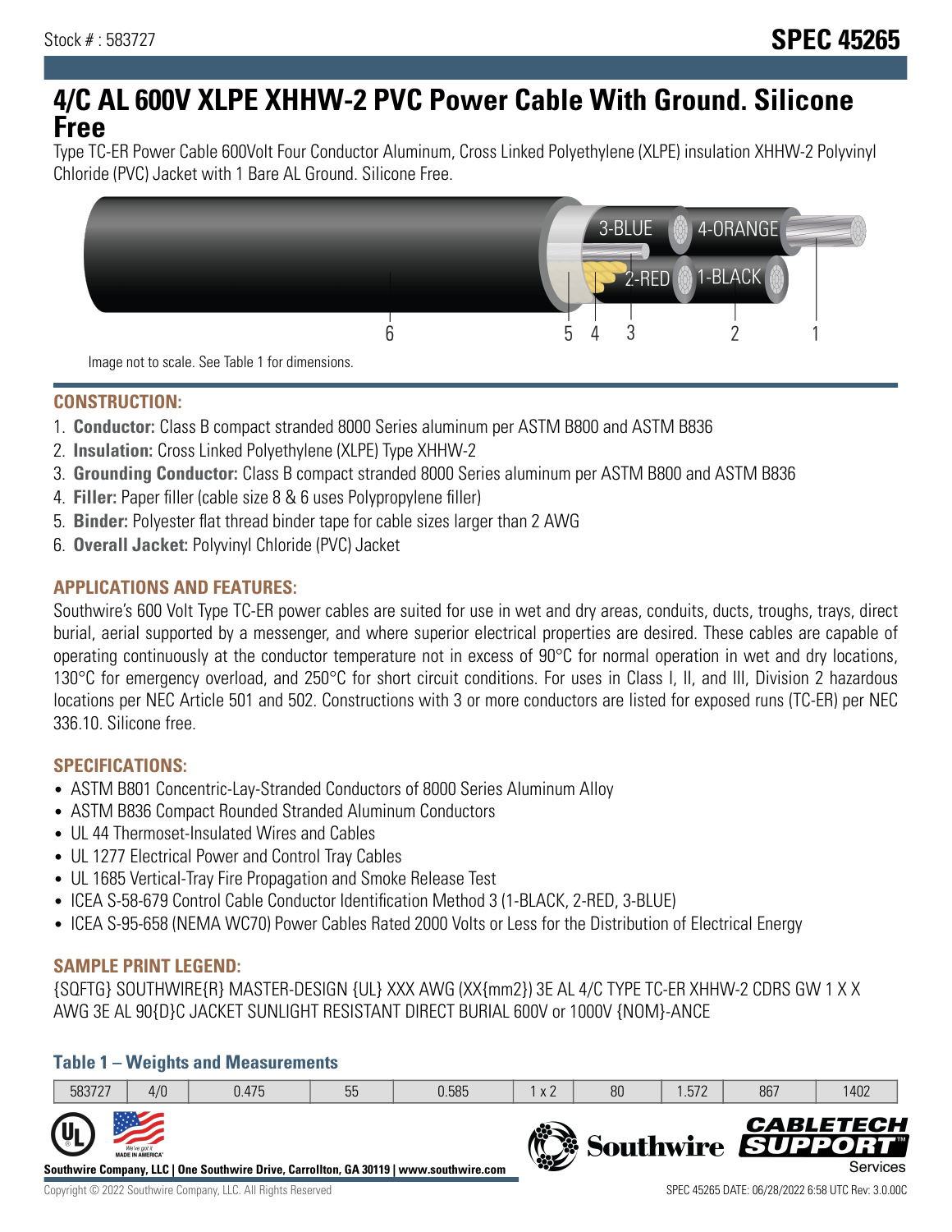Stock # : 583727

# SPEC 45265

# 4/C AL 600V XLPE XHHW-2 PVC Power Cable With Ground. Silicone Free

Type TC-ER Power Cable 600Volt Four Conductor Aluminum, Cross Linked Polyethylene (XLPE) insulation XHHW-2 Polyvinyl Chloride (PVC) Jacket with 1 Bare AL Ground. Silicone Free.

3-BLUE 4-ORANGE 2-RED 1-BLACK

6 5 4 3 2 1

Image not to scale. See Table 1 for dimensions.

## CONSTRUCTION:

1. **Conductor:** Class B compact stranded 8000 Series aluminum per ASTM B800 and ASTM B836
2. **Insulation:** Cross Linked Polyethylene (XLPE) Type XHHW-2
3. **Grounding Conductor:** Class B compact stranded 8000 Series aluminum per ASTM B800 and ASTM B836
4. **Filler:** Paper filler (cable size 8 & 6 uses Polypropylene filler)
5. **Binder:** Polyester flat thread binder tape for cable sizes larger than 2 AWG
6. **Overall Jacket:** Polyvinyl Chloride (PVC) Jacket

## APPLICATIONS AND FEATURES:

Southwire's 600 Volt Type TC-ER power cables are suited for use in wet and dry areas, conduits, ducts, troughs, trays, direct burial, aerial supported by a messenger, and where superior electrical properties are desired. These cables are capable of operating continuously at the conductor temperature not in excess of 90°C for normal operation in wet and dry locations, 130°C for emergency overload, and 250°C for short circuit conditions. For uses in Class I, II, and III, Division 2 hazardous locations per NEC Article 501 and 502. Constructions with 3 or more conductors are listed for exposed runs (TC-ER) per NEC 336.10. Silicone free.

## SPECIFICATIONS:

- ASTM B801 Concentric-Lay-Stranded Conductors of 8000 Series Aluminum Alloy
- ASTM B836 Compact Rounded Stranded Aluminum Conductors
- UL 44 Thermoset-Insulated Wires and Cables
- UL 1277 Electrical Power and Control Tray Cables
- UL 1685 Vertical-Tray Fire Propagation and Smoke Release Test
- ICEA S-58-679 Control Cable Conductor Identification Method 3 (1-BLACK, 2-RED, 3-BLUE)
- ICEA S-95-658 (NEMA WC70) Power Cables Rated 2000 Volts or Less for the Distribution of Electrical Energy

## SAMPLE PRINT LEGEND:

{SQFTG} SOUTHWIRE{R} MASTER-DESIGN {UL} XXX AWG (XX{mm2}) 3E AL 4/C TYPE TC-ER XHHW-2 CDRS GW 1 X X AWG 3E AL 90{D}C JACKET SUNLIGHT RESISTANT DIRECT BURIAL 600V or 1000V {NOM}-ANCE

### Table 1 – Weights and Measurements

| | | | | | | | | | |
|---|---|---|---|---|---|---|---|---|---|
| 583727 | 4/0 | 0.475 | 55 | 0.585 | 1 x 2 | 80 | 1.572 | 867 | 1402 |

Southwire Company, LLC | One Southwire Drive, Carrollton, GA 30119 | www.southwire.com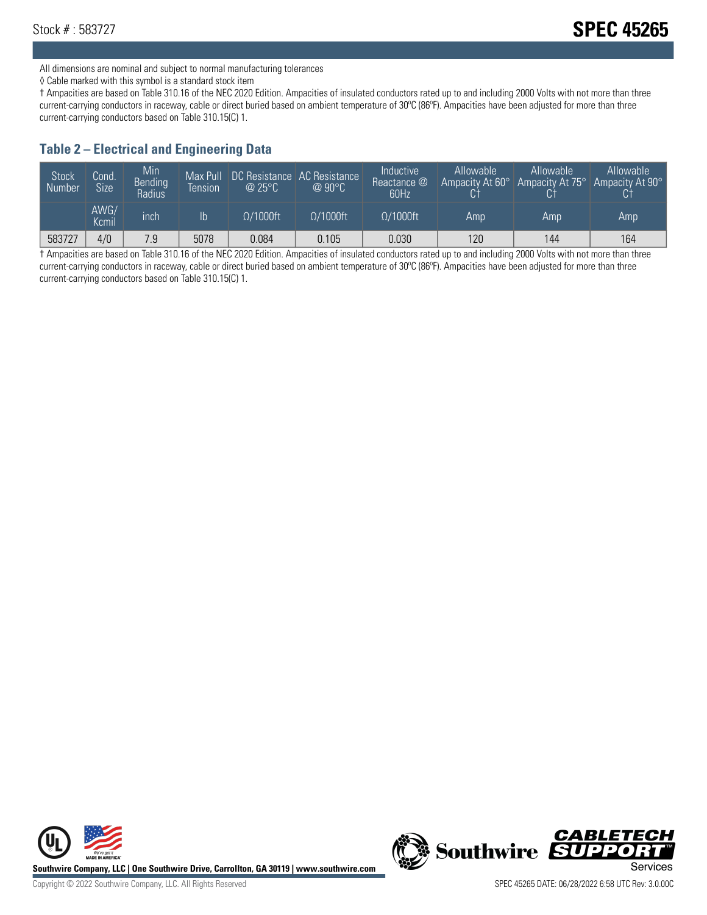All dimensions are nominal and subject to normal manufacturing tolerances

◊ Cable marked with this symbol is a standard stock item

† Ampacities are based on Table 310.16 of the NEC 2020 Edition. Ampacities of insulated conductors rated up to and including 2000 Volts with not more than three current-carrying conductors in raceway, cable or direct buried based on ambient temperature of 30ºC (86ºF). Ampacities have been adjusted for more than three current-carrying conductors based on Table 310.15(C) 1.

## Table 2 – Electrical and Engineering Data

| Stock Number | Cond. Size | Min Bending Radius | Max Pull Tension | DC Resistance @ 25°C | AC Resistance @ 90°C | Inductive Reactance @ 60Hz | Allowable Ampacity At 60° C† | Allowable Ampacity At 75° C† | Allowable Ampacity At 90° C† |
|---|---|---|---|---|---|---|---|---|---|
| | AWG/ Kcmil | inch | lb | Ω/1000ft | Ω/1000ft | Ω/1000ft | Amp | Amp | Amp |
| 583727 | 4/0 | 7.9 | 5078 | 0.084 | 0.105 | 0.030 | 120 | 144 | 164 |

† Ampacities are based on Table 310.16 of the NEC 2020 Edition. Ampacities of insulated conductors rated up to and including 2000 Volts with not more than three current-carrying conductors in raceway, cable or direct buried based on ambient temperature of 30ºC (86ºF). Ampacities have been adjusted for more than three current-carrying conductors based on Table 310.15(C) 1.

**Southwire Company, LLC | One Southwire Drive, Carrollton, GA 30119 | www.southwire.com**

Copyright © 2022 Southwire Company, LLC. All Rights Reserved

SPEC 45265 DATE: 06/28/2022 6:58 UTC Rev: 3.0.00C